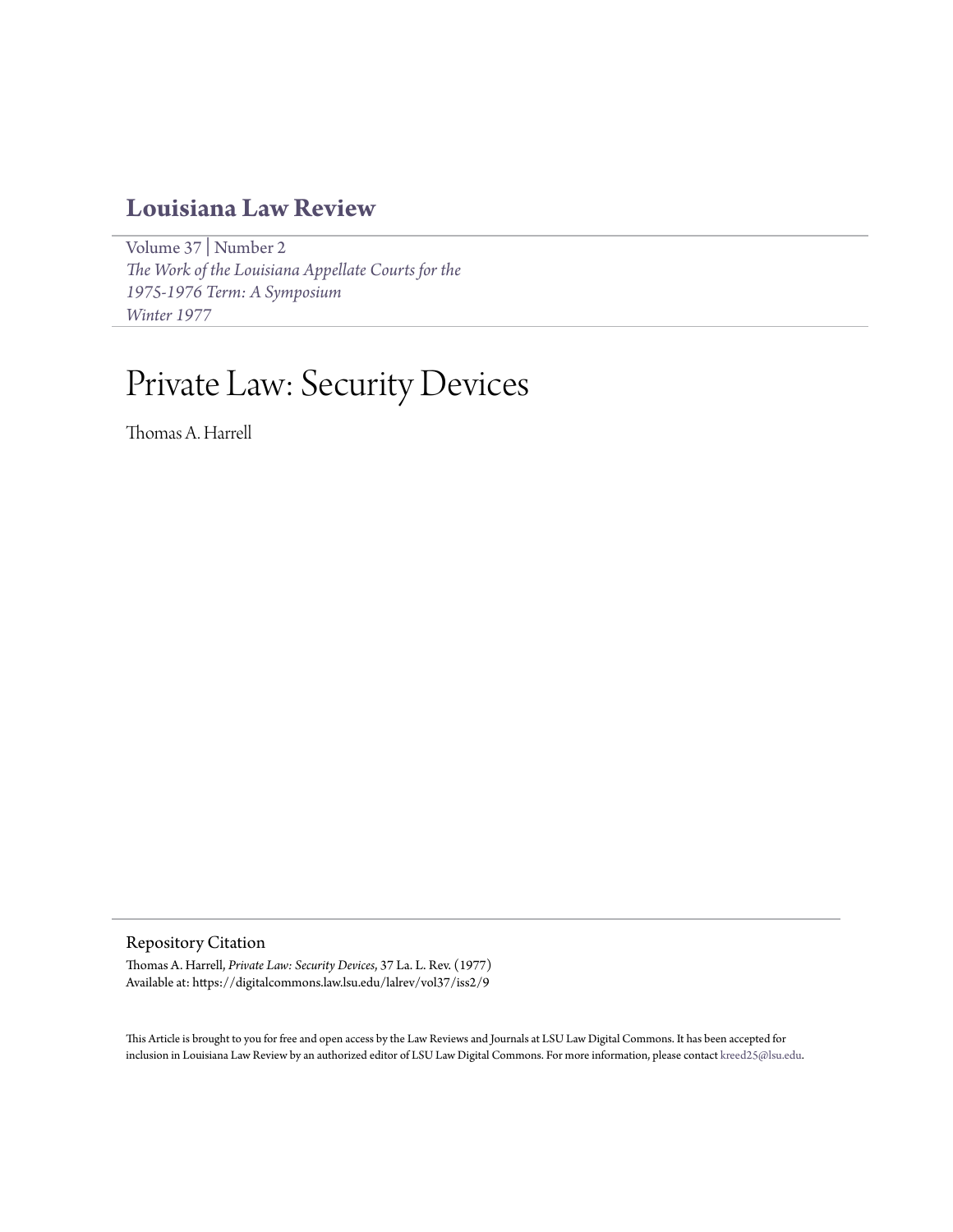## Louisiana Law Review

Volume 37 | Number 2
*The Work of the Louisiana Appellate Courts for the 1975-1976 Term: A Symposium*
*Winter 1977*

# Private Law: Security Devices

Thomas A. Harrell

### Repository Citation

Thomas A. Harrell, *Private Law: Security Devices*, 37 La. L. Rev. (1977)
Available at: https://digitalcommons.law.lsu.edu/lalrev/vol37/iss2/9

This Article is brought to you for free and open access by the Law Reviews and Journals at LSU Law Digital Commons. It has been accepted for inclusion in Louisiana Law Review by an authorized editor of LSU Law Digital Commons. For more information, please contact kreed25@lsu.edu.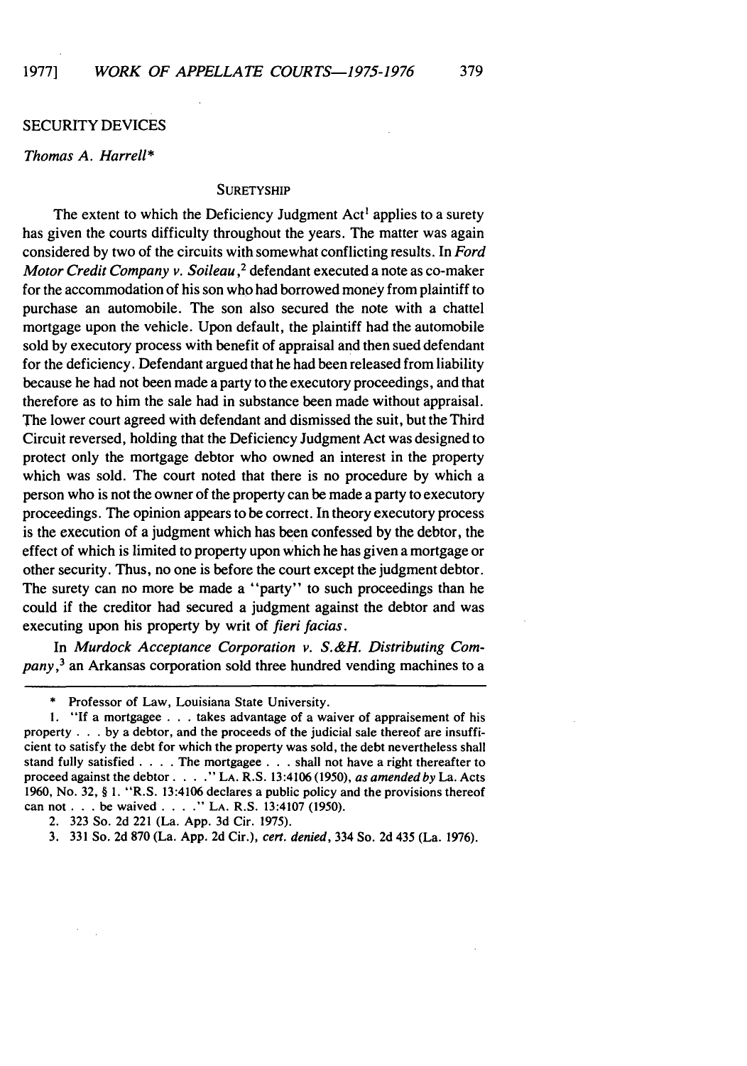## SECURITY DEVICES

*Thomas A. Harrell**

### SURETYSHIP

The extent to which the Deficiency Judgment Act[1] applies to a surety has given the courts difficulty throughout the years. The matter was again considered by two of the circuits with somewhat conflicting results. In *Ford Motor Credit Company v. Soileau*,[2] defendant executed a note as co-maker for the accommodation of his son who had borrowed money from plaintiff to purchase an automobile. The son also secured the note with a chattel mortgage upon the vehicle. Upon default, the plaintiff had the automobile sold by executory process with benefit of appraisal and then sued defendant for the deficiency. Defendant argued that he had been released from liability because he had not been made a party to the executory proceedings, and that therefore as to him the sale had in substance been made without appraisal. The lower court agreed with defendant and dismissed the suit, but the Third Circuit reversed, holding that the Deficiency Judgment Act was designed to protect only the mortgage debtor who owned an interest in the property which was sold. The court noted that there is no procedure by which a person who is not the owner of the property can be made a party to executory proceedings. The opinion appears to be correct. In theory executory process is the execution of a judgment which has been confessed by the debtor, the effect of which is limited to property upon which he has given a mortgage or other security. Thus, no one is before the court except the judgment debtor. The surety can no more be made a "party" to such proceedings than he could if the creditor had secured a judgment against the debtor and was executing upon his property by writ of *fieri facias*.

In *Murdock Acceptance Corporation v. S.&H. Distributing Company*,[3] an Arkansas corporation sold three hundred vending machines to a

---

\* Professor of Law, Louisiana State University.

1. "If a mortgagee . . . takes advantage of a waiver of appraisement of his property . . . by a debtor, and the proceeds of the judicial sale thereof are insufficient to satisfy the debt for which the property was sold, the debt nevertheless shall stand fully satisfied . . . . The mortgagee . . . shall not have a right thereafter to proceed against the debtor . . . ." LA. R.S. 13:4106 (1950), *as amended by* La. Acts 1960, No. 32, § 1. "R.S. 13:4106 declares a public policy and the provisions thereof can not . . . be waived . . . ." LA. R.S. 13:4107 (1950).

2. 323 So. 2d 221 (La. App. 3d Cir. 1975).

3. 331 So. 2d 870 (La. App. 2d Cir.), *cert. denied*, 334 So. 2d 435 (La. 1976).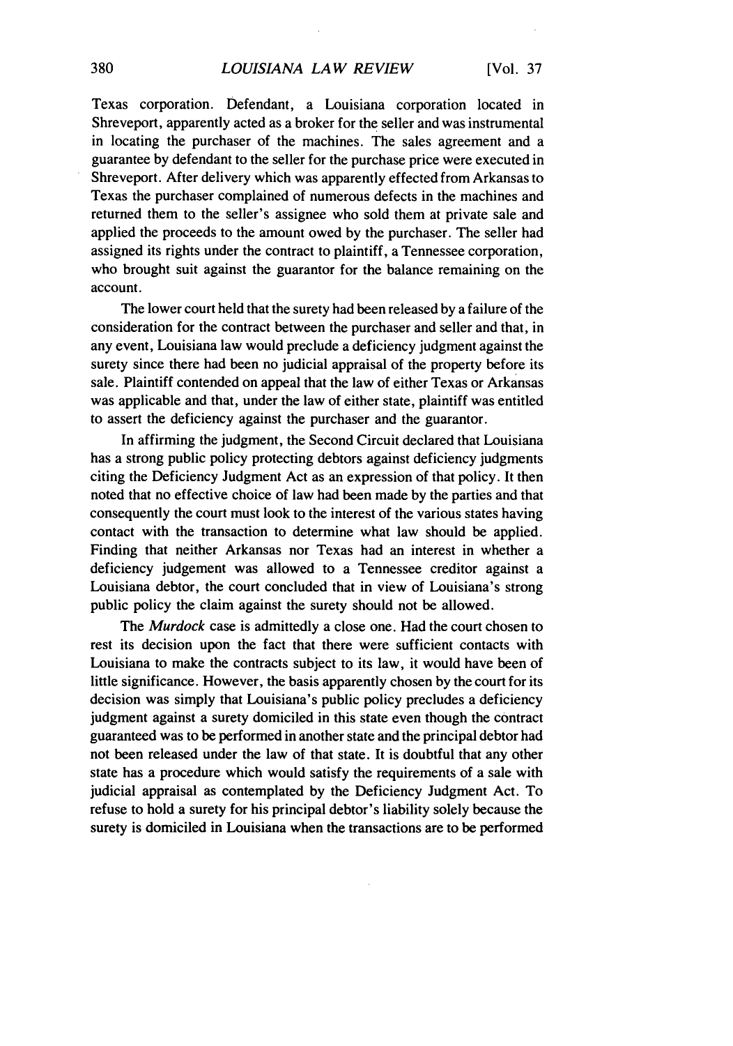Texas corporation. Defendant, a Louisiana corporation located in Shreveport, apparently acted as a broker for the seller and was instrumental in locating the purchaser of the machines. The sales agreement and a guarantee by defendant to the seller for the purchase price were executed in Shreveport. After delivery which was apparently effected from Arkansas to Texas the purchaser complained of numerous defects in the machines and returned them to the seller's assignee who sold them at private sale and applied the proceeds to the amount owed by the purchaser. The seller had assigned its rights under the contract to plaintiff, a Tennessee corporation, who brought suit against the guarantor for the balance remaining on the account.

The lower court held that the surety had been released by a failure of the consideration for the contract between the purchaser and seller and that, in any event, Louisiana law would preclude a deficiency judgment against the surety since there had been no judicial appraisal of the property before its sale. Plaintiff contended on appeal that the law of either Texas or Arkansas was applicable and that, under the law of either state, plaintiff was entitled to assert the deficiency against the purchaser and the guarantor.

In affirming the judgment, the Second Circuit declared that Louisiana has a strong public policy protecting debtors against deficiency judgments citing the Deficiency Judgment Act as an expression of that policy. It then noted that no effective choice of law had been made by the parties and that consequently the court must look to the interest of the various states having contact with the transaction to determine what law should be applied. Finding that neither Arkansas nor Texas had an interest in whether a deficiency judgement was allowed to a Tennessee creditor against a Louisiana debtor, the court concluded that in view of Louisiana's strong public policy the claim against the surety should not be allowed.

The *Murdock* case is admittedly a close one. Had the court chosen to rest its decision upon the fact that there were sufficient contacts with Louisiana to make the contracts subject to its law, it would have been of little significance. However, the basis apparently chosen by the court for its decision was simply that Louisiana's public policy precludes a deficiency judgment against a surety domiciled in this state even though the contract guaranteed was to be performed in another state and the principal debtor had not been released under the law of that state. It is doubtful that any other state has a procedure which would satisfy the requirements of a sale with judicial appraisal as contemplated by the Deficiency Judgment Act. To refuse to hold a surety for his principal debtor's liability solely because the surety is domiciled in Louisiana when the transactions are to be performed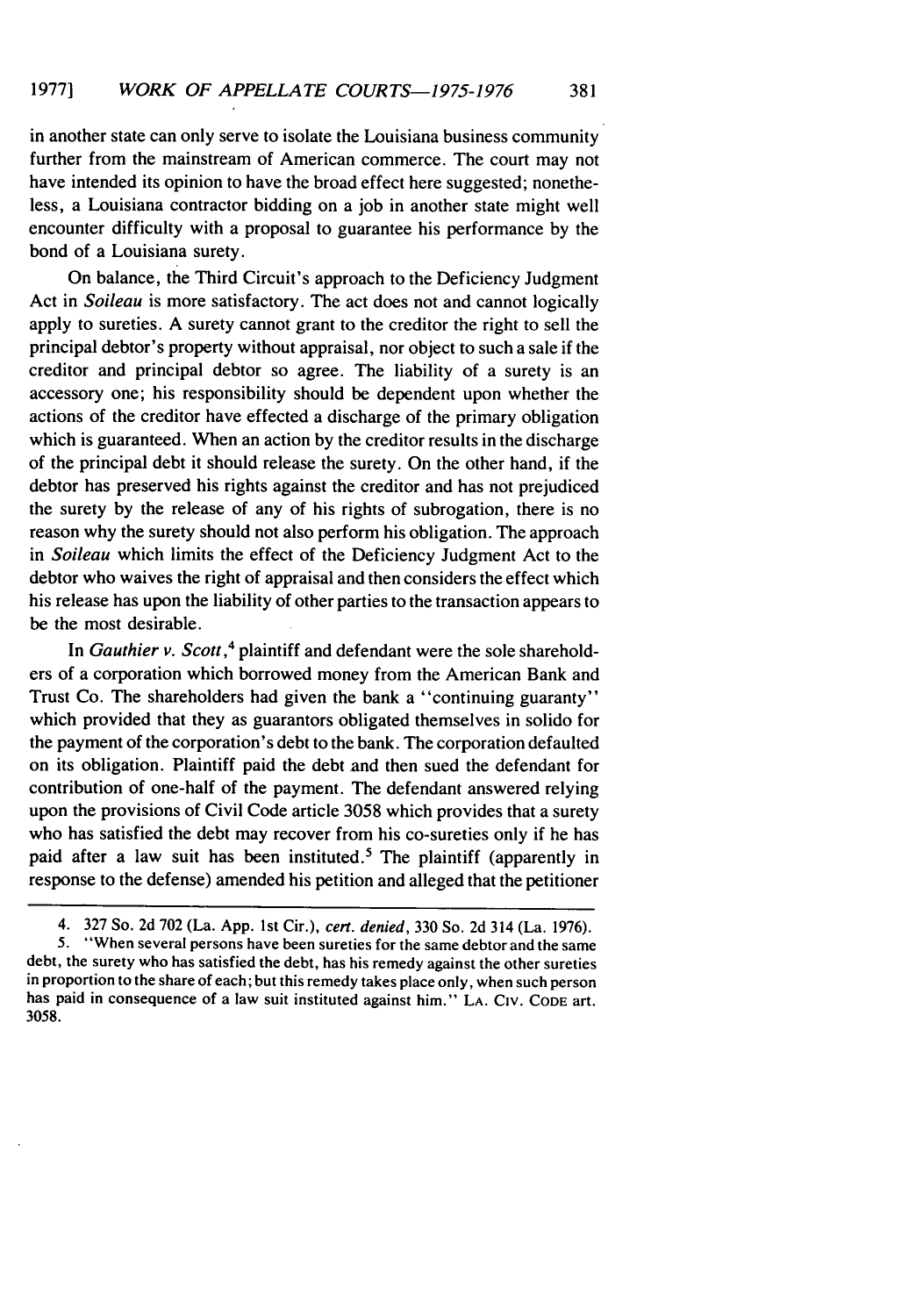in another state can only serve to isolate the Louisiana business community further from the mainstream of American commerce. The court may not have intended its opinion to have the broad effect here suggested; nonetheless, a Louisiana contractor bidding on a job in another state might well encounter difficulty with a proposal to guarantee his performance by the bond of a Louisiana surety.

On balance, the Third Circuit's approach to the Deficiency Judgment Act in *Soileau* is more satisfactory. The act does not and cannot logically apply to sureties. A surety cannot grant to the creditor the right to sell the principal debtor's property without appraisal, nor object to such a sale if the creditor and principal debtor so agree. The liability of a surety is an accessory one; his responsibility should be dependent upon whether the actions of the creditor have effected a discharge of the primary obligation which is guaranteed. When an action by the creditor results in the discharge of the principal debt it should release the surety. On the other hand, if the debtor has preserved his rights against the creditor and has not prejudiced the surety by the release of any of his rights of subrogation, there is no reason why the surety should not also perform his obligation. The approach in *Soileau* which limits the effect of the Deficiency Judgment Act to the debtor who waives the right of appraisal and then considers the effect which his release has upon the liability of other parties to the transaction appears to be the most desirable.

In *Gauthier v. Scott*,[4] plaintiff and defendant were the sole shareholders of a corporation which borrowed money from the American Bank and Trust Co. The shareholders had given the bank a "continuing guaranty" which provided that they as guarantors obligated themselves in solido for the payment of the corporation's debt to the bank. The corporation defaulted on its obligation. Plaintiff paid the debt and then sued the defendant for contribution of one-half of the payment. The defendant answered relying upon the provisions of Civil Code article 3058 which provides that a surety who has satisfied the debt may recover from his co-sureties only if he has paid after a law suit has been instituted.[5] The plaintiff (apparently in response to the defense) amended his petition and alleged that the petitioner

---

4. 327 So. 2d 702 (La. App. 1st Cir.), *cert. denied*, 330 So. 2d 314 (La. 1976).

5. "When several persons have been sureties for the same debtor and the same debt, the surety who has satisfied the debt, has his remedy against the other sureties in proportion to the share of each; but this remedy takes place only, when such person has paid in consequence of a law suit instituted against him." LA. CIV. CODE art. 3058.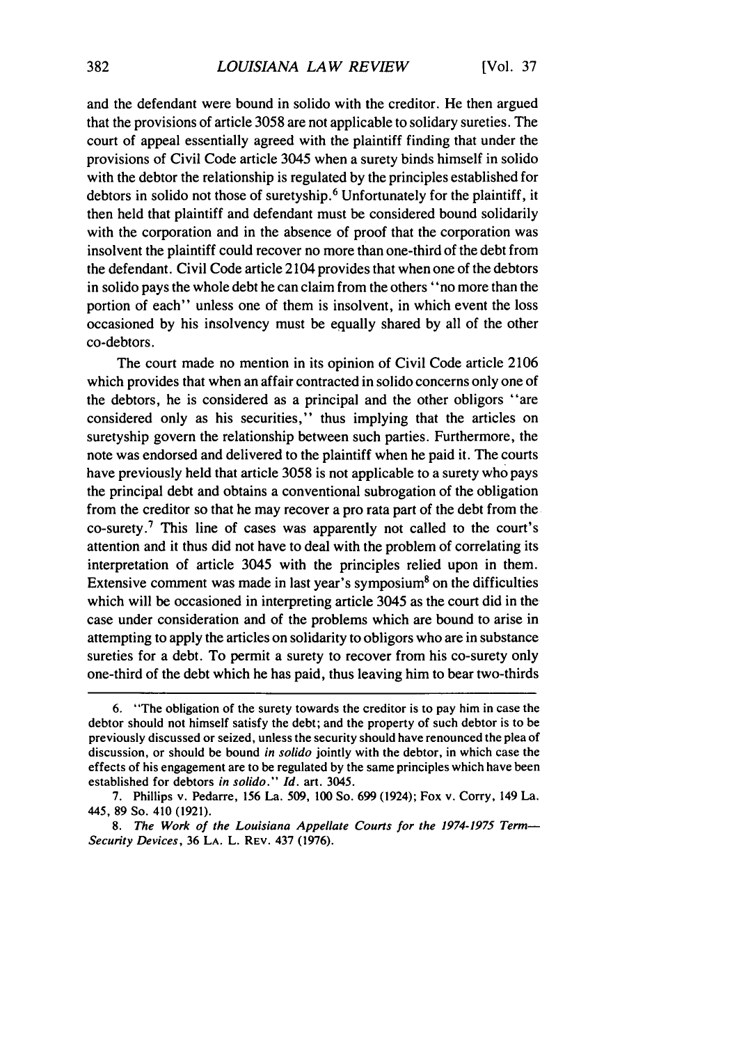and the defendant were bound in solido with the creditor. He then argued that the provisions of article 3058 are not applicable to solidary sureties. The court of appeal essentially agreed with the plaintiff finding that under the provisions of Civil Code article 3045 when a surety binds himself in solido with the debtor the relationship is regulated by the principles established for debtors in solido not those of suretyship.[6] Unfortunately for the plaintiff, it then held that plaintiff and defendant must be considered bound solidarily with the corporation and in the absence of proof that the corporation was insolvent the plaintiff could recover no more than one-third of the debt from the defendant. Civil Code article 2104 provides that when one of the debtors in solido pays the whole debt he can claim from the others "no more than the portion of each" unless one of them is insolvent, in which event the loss occasioned by his insolvency must be equally shared by all of the other co-debtors.

The court made no mention in its opinion of Civil Code article 2106 which provides that when an affair contracted in solido concerns only one of the debtors, he is considered as a principal and the other obligors "are considered only as his securities," thus implying that the articles on suretyship govern the relationship between such parties. Furthermore, the note was endorsed and delivered to the plaintiff when he paid it. The courts have previously held that article 3058 is not applicable to a surety who pays the principal debt and obtains a conventional subrogation of the obligation from the creditor so that he may recover a pro rata part of the debt from the co-surety.[7] This line of cases was apparently not called to the court's attention and it thus did not have to deal with the problem of correlating its interpretation of article 3045 with the principles relied upon in them. Extensive comment was made in last year's symposium[8] on the difficulties which will be occasioned in interpreting article 3045 as the court did in the case under consideration and of the problems which are bound to arise in attempting to apply the articles on solidarity to obligors who are in substance sureties for a debt. To permit a surety to recover from his co-surety only one-third of the debt which he has paid, thus leaving him to bear two-thirds

---

6. "The obligation of the surety towards the creditor is to pay him in case the debtor should not himself satisfy the debt; and the property of such debtor is to be previously discussed or seized, unless the security should have renounced the plea of discussion, or should be bound *in solido* jointly with the debtor, in which case the effects of his engagement are to be regulated by the same principles which have been established for debtors *in solido*." *Id.* art. 3045.

7. Phillips v. Pedarre, 156 La. 509, 100 So. 699 (1924); Fox v. Corry, 149 La. 445, 89 So. 410 (1921).

8. *The Work of the Louisiana Appellate Courts for the 1974-1975 Term—Security Devices*, 36 LA. L. REV. 437 (1976).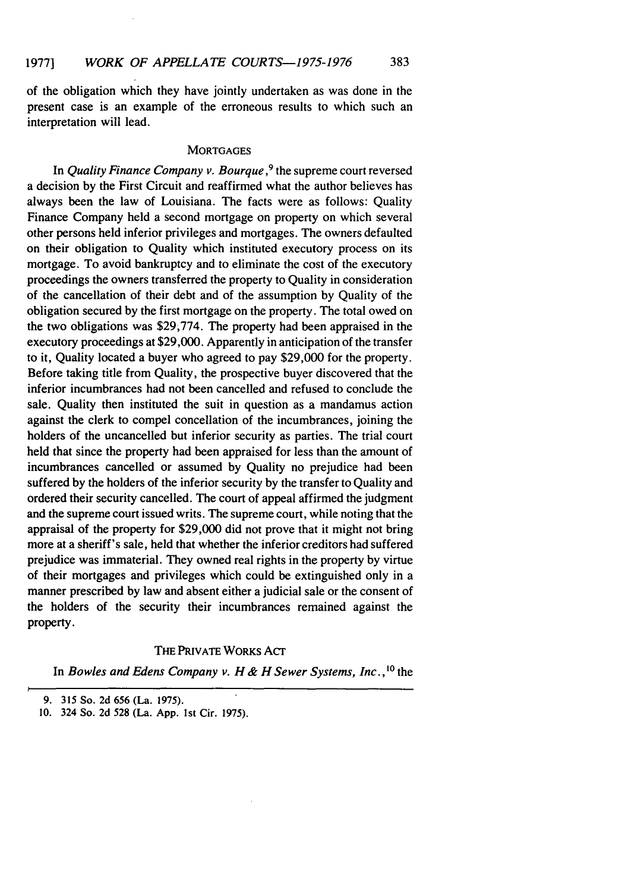of the obligation which they have jointly undertaken as was done in the present case is an example of the erroneous results to which such an interpretation will lead.

## MORTGAGES

In *Quality Finance Company v. Bourque*,[9] the supreme court reversed a decision by the First Circuit and reaffirmed what the author believes has always been the law of Louisiana. The facts were as follows: Quality Finance Company held a second mortgage on property on which several other persons held inferior privileges and mortgages. The owners defaulted on their obligation to Quality which instituted executory process on its mortgage. To avoid bankruptcy and to eliminate the cost of the executory proceedings the owners transferred the property to Quality in consideration of the cancellation of their debt and of the assumption by Quality of the obligation secured by the first mortgage on the property. The total owed on the two obligations was $29,774. The property had been appraised in the executory proceedings at $29,000. Apparently in anticipation of the transfer to it, Quality located a buyer who agreed to pay $29,000 for the property. Before taking title from Quality, the prospective buyer discovered that the inferior incumbrances had not been cancelled and refused to conclude the sale. Quality then instituted the suit in question as a mandamus action against the clerk to compel concellation of the incumbrances, joining the holders of the uncancelled but inferior security as parties. The trial court held that since the property had been appraised for less than the amount of incumbrances cancelled or assumed by Quality no prejudice had been suffered by the holders of the inferior security by the transfer to Quality and ordered their security cancelled. The court of appeal affirmed the judgment and the supreme court issued writs. The supreme court, while noting that the appraisal of the property for $29,000 did not prove that it might not bring more at a sheriff's sale, held that whether the inferior creditors had suffered prejudice was immaterial. They owned real rights in the property by virtue of their mortgages and privileges which could be extinguished only in a manner prescribed by law and absent either a judicial sale or the consent of the holders of the security their incumbrances remained against the property.

## THE PRIVATE WORKS ACT

In *Bowles and Edens Company v. H & H Sewer Systems, Inc.*,[10] the

9. 315 So. 2d 656 (La. 1975).

10. 324 So. 2d 528 (La. App. 1st Cir. 1975).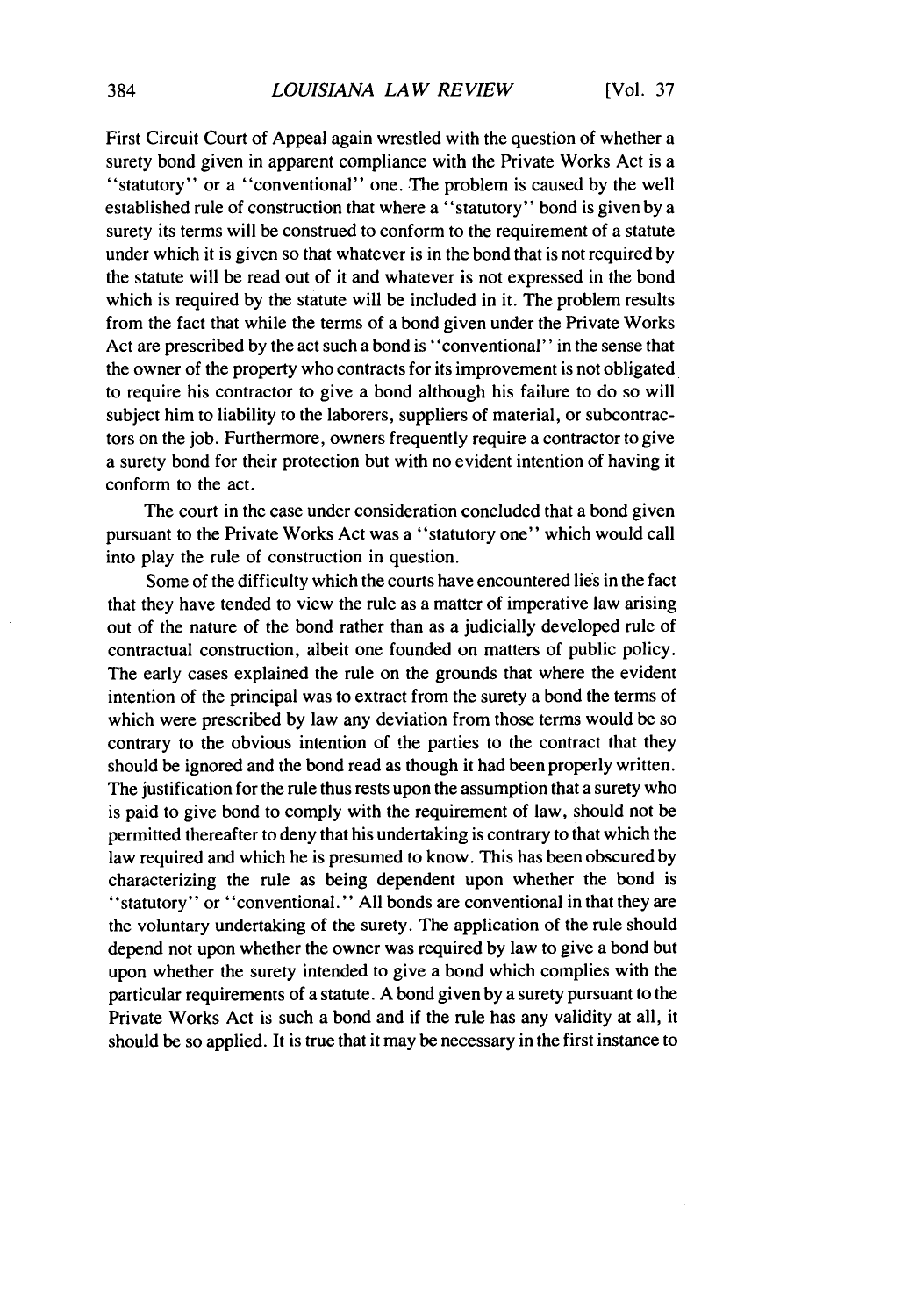First Circuit Court of Appeal again wrestled with the question of whether a surety bond given in apparent compliance with the Private Works Act is a "statutory" or a "conventional" one. The problem is caused by the well established rule of construction that where a "statutory" bond is given by a surety its terms will be construed to conform to the requirement of a statute under which it is given so that whatever is in the bond that is not required by the statute will be read out of it and whatever is not expressed in the bond which is required by the statute will be included in it. The problem results from the fact that while the terms of a bond given under the Private Works Act are prescribed by the act such a bond is "conventional" in the sense that the owner of the property who contracts for its improvement is not obligated to require his contractor to give a bond although his failure to do so will subject him to liability to the laborers, suppliers of material, or subcontractors on the job. Furthermore, owners frequently require a contractor to give a surety bond for their protection but with no evident intention of having it conform to the act.

The court in the case under consideration concluded that a bond given pursuant to the Private Works Act was a "statutory one" which would call into play the rule of construction in question.

Some of the difficulty which the courts have encountered lies in the fact that they have tended to view the rule as a matter of imperative law arising out of the nature of the bond rather than as a judicially developed rule of contractual construction, albeit one founded on matters of public policy. The early cases explained the rule on the grounds that where the evident intention of the principal was to extract from the surety a bond the terms of which were prescribed by law any deviation from those terms would be so contrary to the obvious intention of the parties to the contract that they should be ignored and the bond read as though it had been properly written. The justification for the rule thus rests upon the assumption that a surety who is paid to give bond to comply with the requirement of law, should not be permitted thereafter to deny that his undertaking is contrary to that which the law required and which he is presumed to know. This has been obscured by characterizing the rule as being dependent upon whether the bond is "statutory" or "conventional." All bonds are conventional in that they are the voluntary undertaking of the surety. The application of the rule should depend not upon whether the owner was required by law to give a bond but upon whether the surety intended to give a bond which complies with the particular requirements of a statute. A bond given by a surety pursuant to the Private Works Act is such a bond and if the rule has any validity at all, it should be so applied. It is true that it may be necessary in the first instance to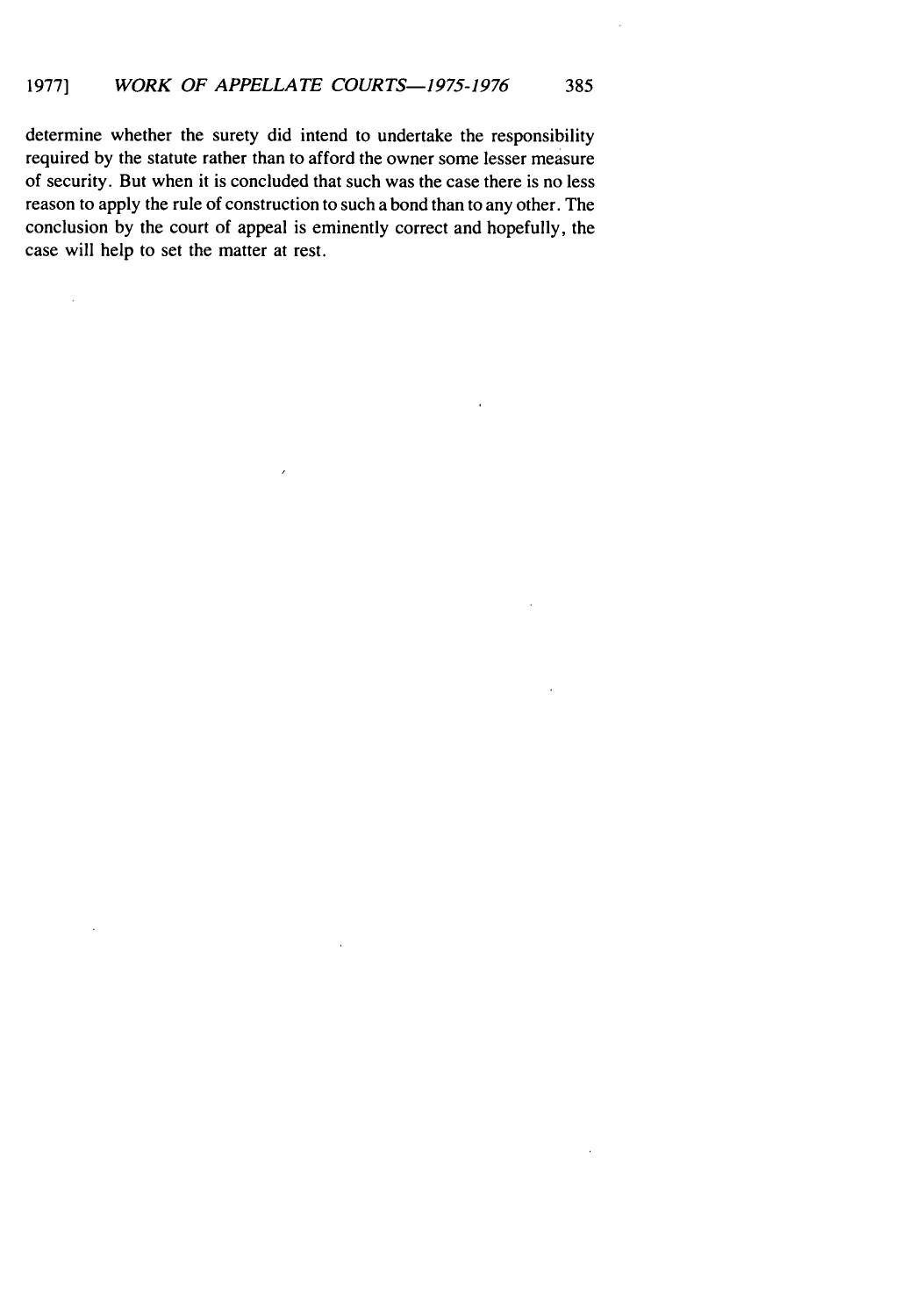determine whether the surety did intend to undertake the responsibility required by the statute rather than to afford the owner some lesser measure of security. But when it is concluded that such was the case there is no less reason to apply the rule of construction to such a bond than to any other. The conclusion by the court of appeal is eminently correct and hopefully, the case will help to set the matter at rest.